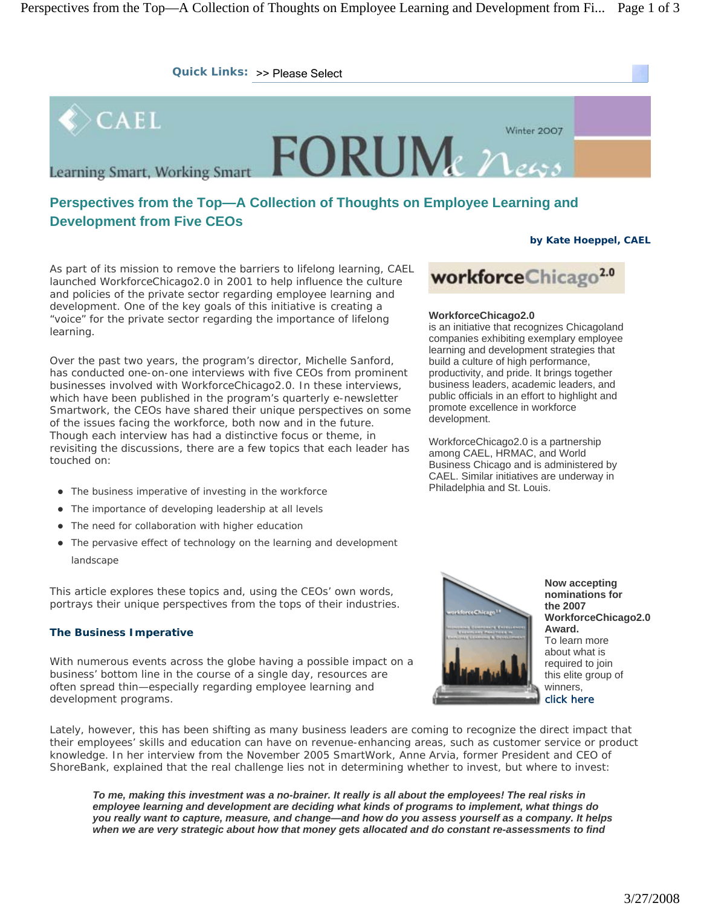Quick Links: >> Please Select

CAEL

Learning Smart, Working Smart

FORUM & News

Winter 2007

# Perspectives from the Top—A Collection of Thoughts on Employee Learning and Development from Five CEOs

**by Kate Hoeppel, CAEL**

As part of its mission to remove the barriers to lifelong learning, CAEL launched WorkforceChicago2.0 in 2001 to help influence the culture and policies of the private sector regarding employee learning and development. One of the key goals of this initiative is creating a "voice" for the private sector regarding the importance of lifelong learning.

Over the past two years, the program's director, Michelle Sanford, has conducted one-on-one interviews with five CEOs from prominent businesses involved with WorkforceChicago2.0. In these interviews, which have been published in the program's quarterly e-newsletter Smartwork, the CEOs have shared their unique perspectives on some of the issues facing the workforce, both now and in the future. Though each interview has had a distinctive focus or theme, in revisiting the discussions, there are a few topics that each leader has touched on:

- The business imperative of investing in the workforce
- The importance of developing leadership at all levels
- The need for collaboration with higher education
- The pervasive effect of technology on the learning and development landscape

This article explores these topics and, using the CEOs' own words, portrays their unique perspectives from the tops of their industries.

workforceChicago2.0

**WorkforceChicago2.0**
is an initiative that recognizes Chicagoland companies exhibiting exemplary employee learning and development strategies that build a culture of high performance, productivity, and pride. It brings together business leaders, academic leaders, and public officials in an effort to highlight and promote excellence in workforce development.

WorkforceChicago2.0 is a partnership among CAEL, HRMAC, and World Business Chicago and is administered by CAEL. Similar initiatives are underway in Philadelphia and St. Louis.

**Now accepting nominations for the 2007 WorkforceChicago2.0 Award.**
To learn more about what is required to join this elite group of winners, click here

### The Business Imperative

With numerous events across the globe having a possible impact on a business' bottom line in the course of a single day, resources are often spread thin—especially regarding employee learning and development programs.

Lately, however, this has been shifting as many business leaders are coming to recognize the direct impact that their employees' skills and education can have on revenue-enhancing areas, such as customer service or product knowledge. In her interview from the November 2005 SmartWork, Anne Arvia, former President and CEO of ShoreBank, explained that the real challenge lies not in determining whether to invest, but where to invest:

> ***To me, making this investment was a no-brainer. It really is all about the employees! The real risks in employee learning and development are deciding what kinds of programs to implement, what things do you really want to capture, measure, and change—and how do you assess yourself as a company. It helps when we are very strategic about how that money gets allocated and do constant re-assessments to find***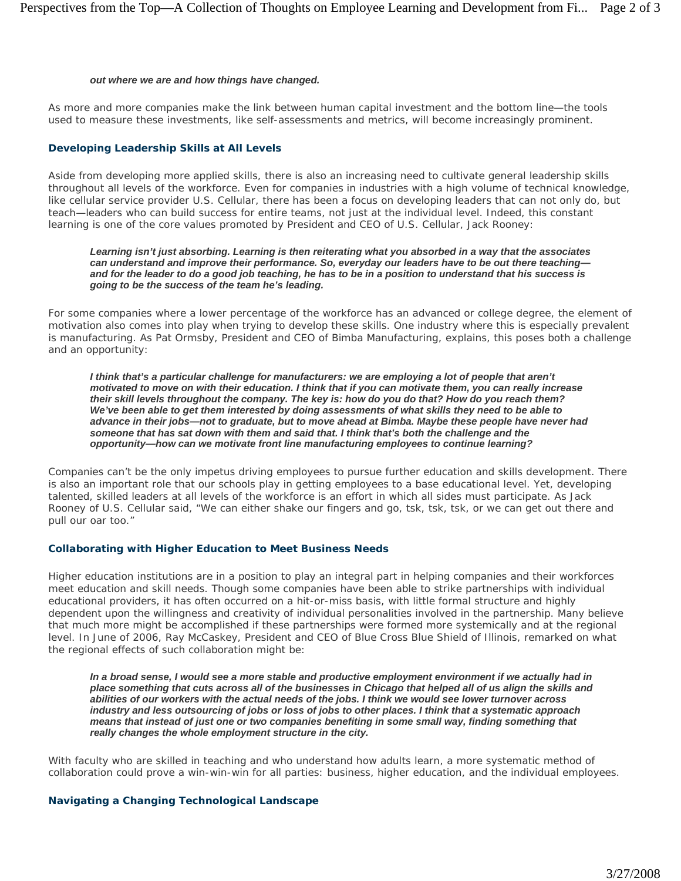***out where we are and how things have changed.***

As more and more companies make the link between human capital investment and the bottom line—the tools used to measure these investments, like self-assessments and metrics, will become increasingly prominent.

### Developing Leadership Skills at All Levels

Aside from developing more applied skills, there is also an increasing need to cultivate general leadership skills throughout all levels of the workforce. Even for companies in industries with a high volume of technical knowledge, like cellular service provider U.S. Cellular, there has been a focus on developing leaders that can not only do, but teach—leaders who can build success for entire teams, not just at the individual level. Indeed, this constant learning is one of the core values promoted by President and CEO of U.S. Cellular, Jack Rooney:

> ***Learning isn't just absorbing. Learning is then reiterating what you absorbed in a way that the associates can understand and improve their performance. So, everyday our leaders have to be out there teaching—and for the leader to do a good job teaching, he has to be in a position to understand that his success is going to be the success of the team he's leading.***

For some companies where a lower percentage of the workforce has an advanced or college degree, the element of motivation also comes into play when trying to develop these skills. One industry where this is especially prevalent is manufacturing. As Pat Ormsby, President and CEO of Bimba Manufacturing, explains, this poses both a challenge and an opportunity:

> ***I think that's a particular challenge for manufacturers: we are employing a lot of people that aren't motivated to move on with their education. I think that if you can motivate them, you can really increase their skill levels throughout the company. The key is: how do you do that? How do you reach them? We've been able to get them interested by doing assessments of what skills they need to be able to advance in their jobs—not to graduate, but to move ahead at Bimba. Maybe these people have never had someone that has sat down with them and said that. I think that's both the challenge and the opportunity—how can we motivate front line manufacturing employees to continue learning?***

Companies can't be the only impetus driving employees to pursue further education and skills development. There is also an important role that our schools play in getting employees to a base educational level. Yet, developing talented, skilled leaders at all levels of the workforce is an effort in which all sides must participate. As Jack Rooney of U.S. Cellular said, "We can either shake our fingers and go, tsk, tsk, tsk, or we can get out there and pull our oar too."

### Collaborating with Higher Education to Meet Business Needs

Higher education institutions are in a position to play an integral part in helping companies and their workforces meet education and skill needs. Though some companies have been able to strike partnerships with individual educational providers, it has often occurred on a hit-or-miss basis, with little formal structure and highly dependent upon the willingness and creativity of individual personalities involved in the partnership. Many believe that much more might be accomplished if these partnerships were formed more systemically and at the regional level. In June of 2006, Ray McCaskey, President and CEO of Blue Cross Blue Shield of Illinois, remarked on what the regional effects of such collaboration might be:

> ***In a broad sense, I would see a more stable and productive employment environment if we actually had in place something that cuts across all of the businesses in Chicago that helped all of us align the skills and abilities of our workers with the actual needs of the jobs. I think we would see lower turnover across industry and less outsourcing of jobs or loss of jobs to other places. I think that a systematic approach means that instead of just one or two companies benefiting in some small way, finding something that really changes the whole employment structure in the city.***

With faculty who are skilled in teaching and who understand how adults learn, a more systematic method of collaboration could prove a win-win-win for all parties: business, higher education, and the individual employees.

### Navigating a Changing Technological Landscape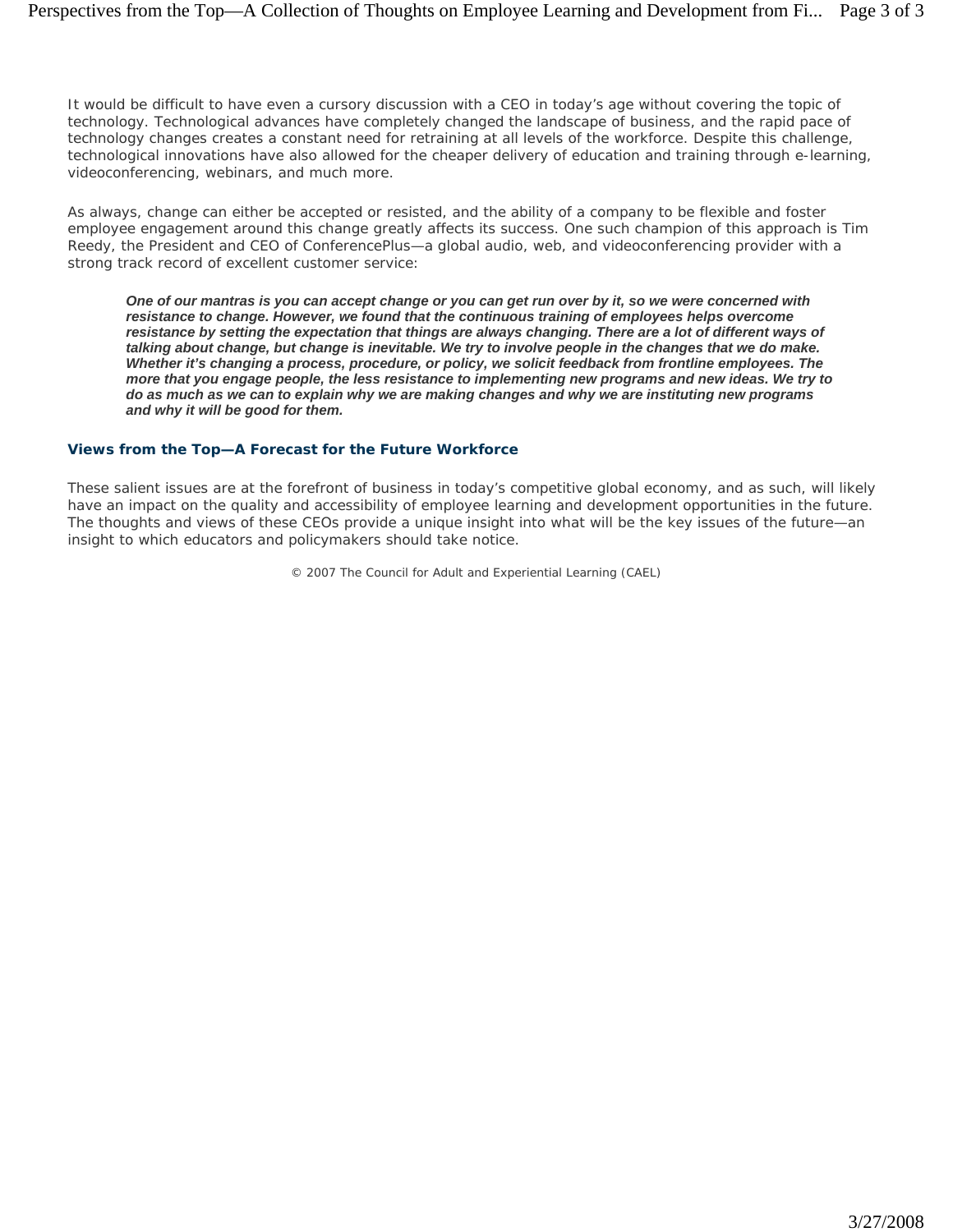It would be difficult to have even a cursory discussion with a CEO in today's age without covering the topic of technology. Technological advances have completely changed the landscape of business, and the rapid pace of technology changes creates a constant need for retraining at all levels of the workforce. Despite this challenge, technological innovations have also allowed for the cheaper delivery of education and training through e-learning, videoconferencing, webinars, and much more.

As always, change can either be accepted or resisted, and the ability of a company to be flexible and foster employee engagement around this change greatly affects its success. One such champion of this approach is Tim Reedy, the President and CEO of ConferencePlus—a global audio, web, and videoconferencing provider with a strong track record of excellent customer service:

> ***One of our mantras is you can accept change or you can get run over by it, so we were concerned with resistance to change. However, we found that the continuous training of employees helps overcome resistance by setting the expectation that things are always changing. There are a lot of different ways of talking about change, but change is inevitable. We try to involve people in the changes that we do make. Whether it's changing a process, procedure, or policy, we solicit feedback from frontline employees. The more that you engage people, the less resistance to implementing new programs and new ideas. We try to do as much as we can to explain why we are making changes and why we are instituting new programs and why it will be good for them.***

### Views from the Top—A Forecast for the Future Workforce

These salient issues are at the forefront of business in today's competitive global economy, and as such, will likely have an impact on the quality and accessibility of employee learning and development opportunities in the future. The thoughts and views of these CEOs provide a unique insight into what will be the key issues of the future—an insight to which educators and policymakers should take notice.

© 2007 The Council for Adult and Experiential Learning (CAEL)